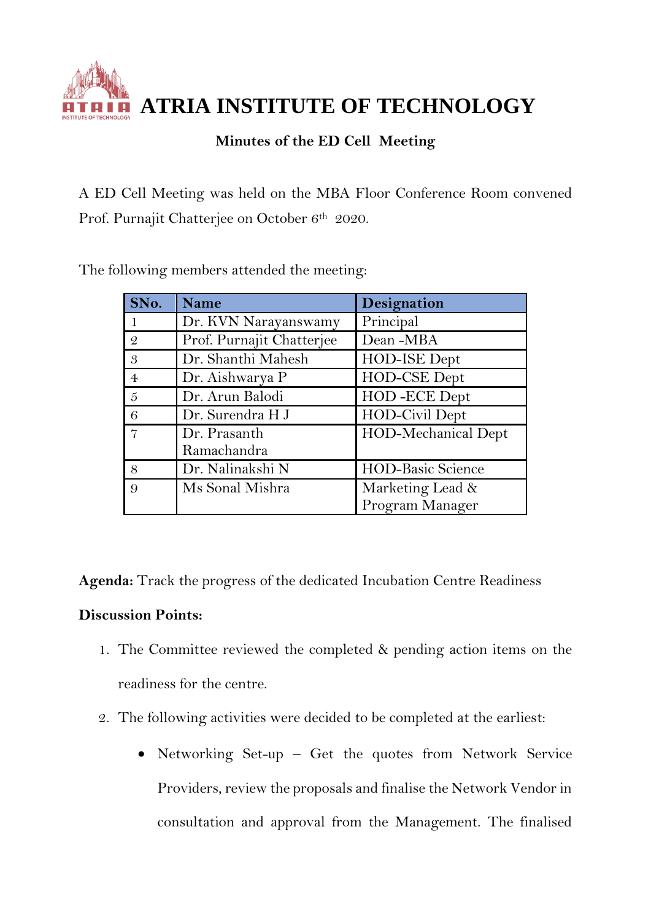# ATRIA INSTITUTE OF TECHNOLOGY

### Minutes of the ED Cell Meeting

A ED Cell Meeting was held on the MBA Floor Conference Room convened Prof. Purnajit Chatterjee on October 6th 2020.

The following members attended the meeting:

| SNo. | Name | Designation |
|---|---|---|
| 1 | Dr. KVN Narayanswamy | Principal |
| 2 | Prof. Purnajit Chatterjee | Dean -MBA |
| 3 | Dr. Shanthi Mahesh | HOD-ISE Dept |
| 4 | Dr. Aishwarya P | HOD-CSE Dept |
| 5 | Dr. Arun Balodi | HOD -ECE Dept |
| 6 | Dr. Surendra H J | HOD-Civil Dept |
| 7 | Dr. Prasanth Ramachandra | HOD-Mechanical Dept |
| 8 | Dr. Nalinakshi N | HOD-Basic Science |
| 9 | Ms Sonal Mishra | Marketing Lead & Program Manager |

**Agenda:** Track the progress of the dedicated Incubation Centre Readiness

**Discussion Points:**

1. The Committee reviewed the completed & pending action items on the readiness for the centre.
2. The following activities were decided to be completed at the earliest:
   - Networking Set-up – Get the quotes from Network Service Providers, review the proposals and finalise the Network Vendor in consultation and approval from the Management. The finalised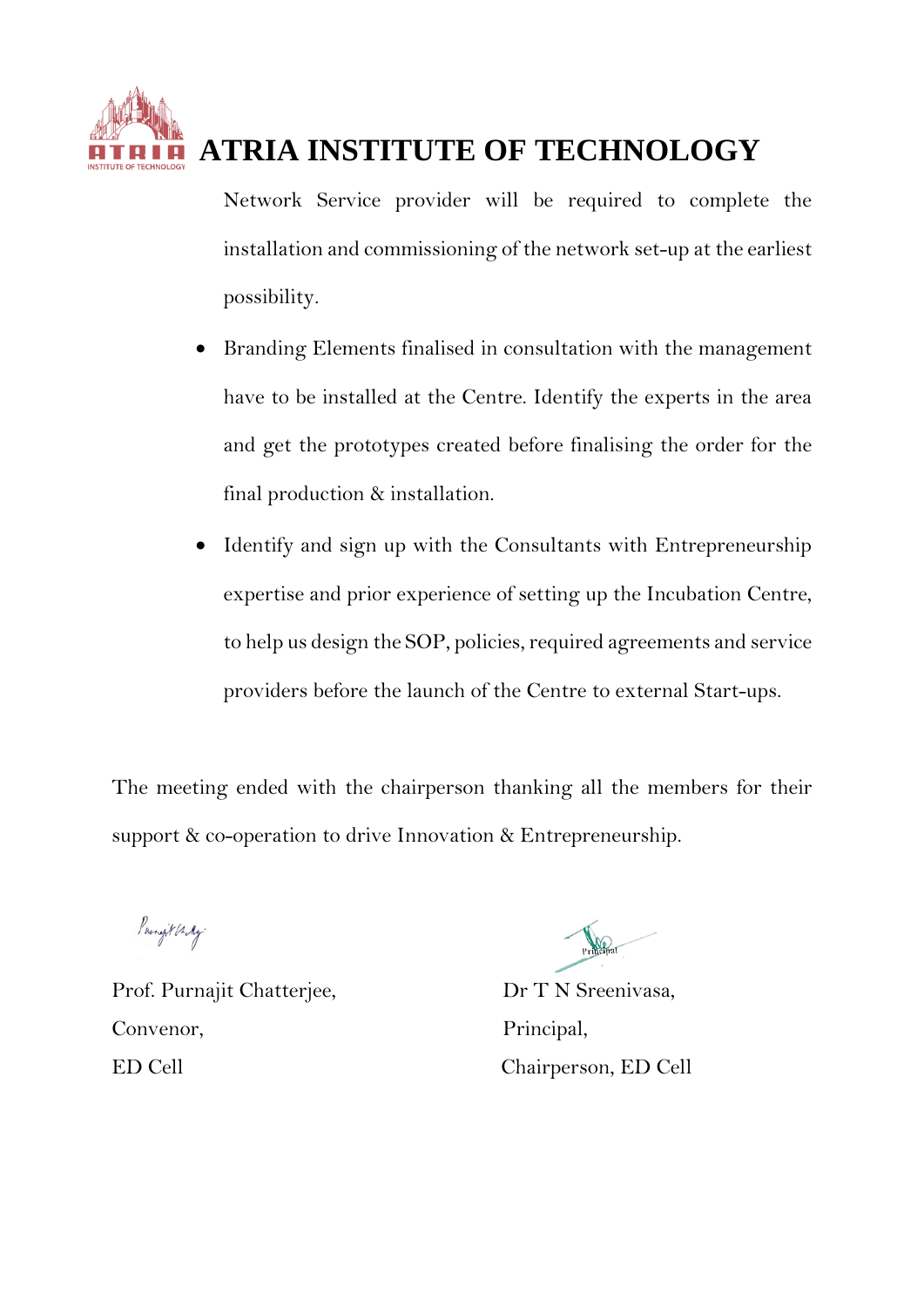Network Service provider will be required to complete the installation and commissioning of the network set-up at the earliest possibility.

- Branding Elements finalised in consultation with the management have to be installed at the Centre. Identify the experts in the area and get the prototypes created before finalising the order for the final production & installation.
- Identify and sign up with the Consultants with Entrepreneurship expertise and prior experience of setting up the Incubation Centre, to help us design the SOP, policies, required agreements and service providers before the launch of the Centre to external Start-ups.

The meeting ended with the chairperson thanking all the members for their support & co-operation to drive Innovation & Entrepreneurship.

| | |
|---|---|
| Prof. Purnajit Chatterjee, | Dr T N Sreenivasa, |
| Convenor, | Principal, |
| ED Cell | Chairperson, ED Cell |